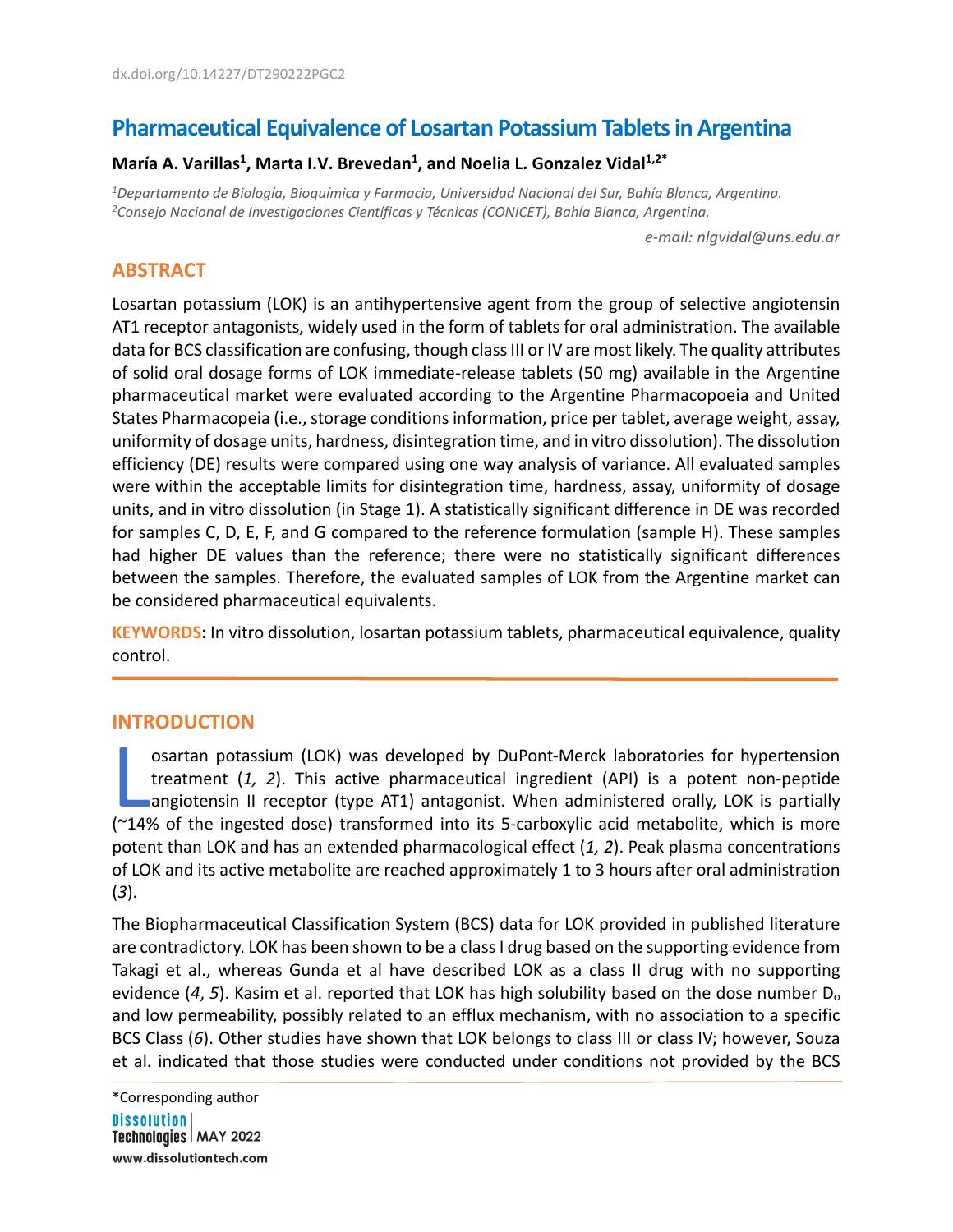dx.doi.org/10.14227/DT290222PGC2

# Pharmaceutical Equivalence of Losartan Potassium Tablets in Argentina

**María A. Varillas[1], Marta I.V. Brevedan[1], and Noelia L. Gonzalez Vidal[1,2*]**

*[1]Departamento de Biología, Bioquímica y Farmacia, Universidad Nacional del Sur, Bahía Blanca, Argentina.*
*[2]Consejo Nacional de Investigaciones Científicas y Técnicas (CONICET), Bahía Blanca, Argentina.*

*e-mail: nlgvidal@uns.edu.ar*

## ABSTRACT

Losartan potassium (LOK) is an antihypertensive agent from the group of selective angiotensin AT1 receptor antagonists, widely used in the form of tablets for oral administration. The available data for BCS classification are confusing, though class III or IV are most likely. The quality attributes of solid oral dosage forms of LOK immediate-release tablets (50 mg) available in the Argentine pharmaceutical market were evaluated according to the Argentine Pharmacopoeia and United States Pharmacopeia (i.e., storage conditions information, price per tablet, average weight, assay, uniformity of dosage units, hardness, disintegration time, and in vitro dissolution). The dissolution efficiency (DE) results were compared using one way analysis of variance. All evaluated samples were within the acceptable limits for disintegration time, hardness, assay, uniformity of dosage units, and in vitro dissolution (in Stage 1). A statistically significant difference in DE was recorded for samples C, D, E, F, and G compared to the reference formulation (sample H). These samples had higher DE values than the reference; there were no statistically significant differences between the samples. Therefore, the evaluated samples of LOK from the Argentine market can be considered pharmaceutical equivalents.

**KEYWORDS:** In vitro dissolution, losartan potassium tablets, pharmaceutical equivalence, quality control.

## INTRODUCTION

Losartan potassium (LOK) was developed by DuPont-Merck laboratories for hypertension treatment (*1, 2*). This active pharmaceutical ingredient (API) is a potent non-peptide angiotensin II receptor (type AT1) antagonist. When administered orally, LOK is partially (~14% of the ingested dose) transformed into its 5-carboxylic acid metabolite, which is more potent than LOK and has an extended pharmacological effect (*1, 2*). Peak plasma concentrations of LOK and its active metabolite are reached approximately 1 to 3 hours after oral administration (*3*).

The Biopharmaceutical Classification System (BCS) data for LOK provided in published literature are contradictory. LOK has been shown to be a class I drug based on the supporting evidence from Takagi et al., whereas Gunda et al have described LOK as a class II drug with no supporting evidence (*4*, *5*). Kasim et al. reported that LOK has high solubility based on the dose number $D_o$ and low permeability, possibly related to an efflux mechanism, with no association to a specific BCS Class (*6*). Other studies have shown that LOK belongs to class III or class IV; however, Souza et al. indicated that those studies were conducted under conditions not provided by the BCS

*Corresponding author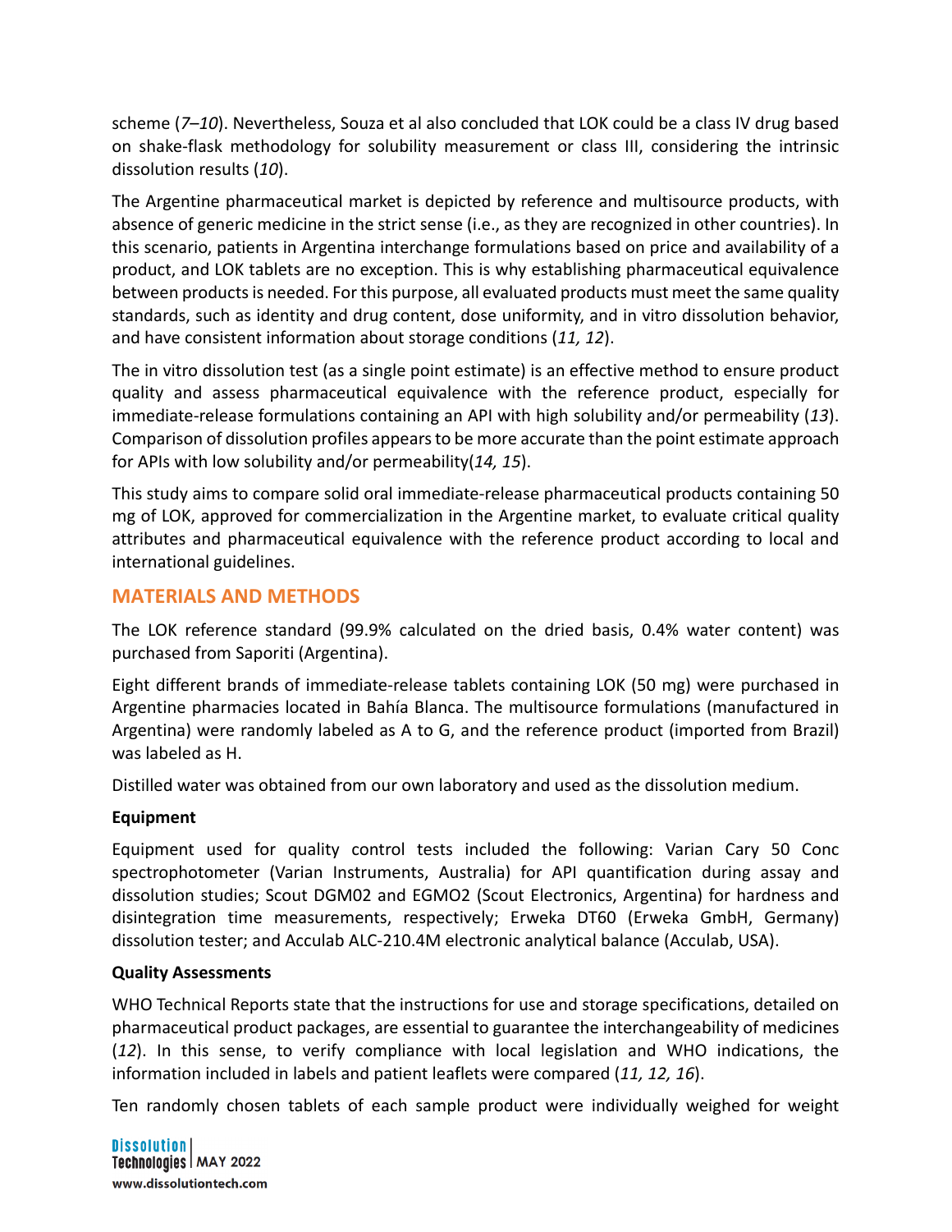scheme (*7–10*). Nevertheless, Souza et al also concluded that LOK could be a class IV drug based on shake-flask methodology for solubility measurement or class III, considering the intrinsic dissolution results (*10*).

The Argentine pharmaceutical market is depicted by reference and multisource products, with absence of generic medicine in the strict sense (i.e., as they are recognized in other countries). In this scenario, patients in Argentina interchange formulations based on price and availability of a product, and LOK tablets are no exception. This is why establishing pharmaceutical equivalence between products is needed. For this purpose, all evaluated products must meet the same quality standards, such as identity and drug content, dose uniformity, and in vitro dissolution behavior, and have consistent information about storage conditions (*11, 12*).

The in vitro dissolution test (as a single point estimate) is an effective method to ensure product quality and assess pharmaceutical equivalence with the reference product, especially for immediate-release formulations containing an API with high solubility and/or permeability (*13*). Comparison of dissolution profiles appears to be more accurate than the point estimate approach for APIs with low solubility and/or permeability(*14, 15*).

This study aims to compare solid oral immediate-release pharmaceutical products containing 50 mg of LOK, approved for commercialization in the Argentine market, to evaluate critical quality attributes and pharmaceutical equivalence with the reference product according to local and international guidelines.

## MATERIALS AND METHODS

The LOK reference standard (99.9% calculated on the dried basis, 0.4% water content) was purchased from Saporiti (Argentina).

Eight different brands of immediate-release tablets containing LOK (50 mg) were purchased in Argentine pharmacies located in Bahía Blanca. The multisource formulations (manufactured in Argentina) were randomly labeled as A to G, and the reference product (imported from Brazil) was labeled as H.

Distilled water was obtained from our own laboratory and used as the dissolution medium.

### Equipment

Equipment used for quality control tests included the following: Varian Cary 50 Conc spectrophotometer (Varian Instruments, Australia) for API quantification during assay and dissolution studies; Scout DGM02 and EGMO2 (Scout Electronics, Argentina) for hardness and disintegration time measurements, respectively; Erweka DT60 (Erweka GmbH, Germany) dissolution tester; and Acculab ALC-210.4M electronic analytical balance (Acculab, USA).

### Quality Assessments

WHO Technical Reports state that the instructions for use and storage specifications, detailed on pharmaceutical product packages, are essential to guarantee the interchangeability of medicines (*12*). In this sense, to verify compliance with local legislation and WHO indications, the information included in labels and patient leaflets were compared (*11, 12, 16*).

Ten randomly chosen tablets of each sample product were individually weighed for weight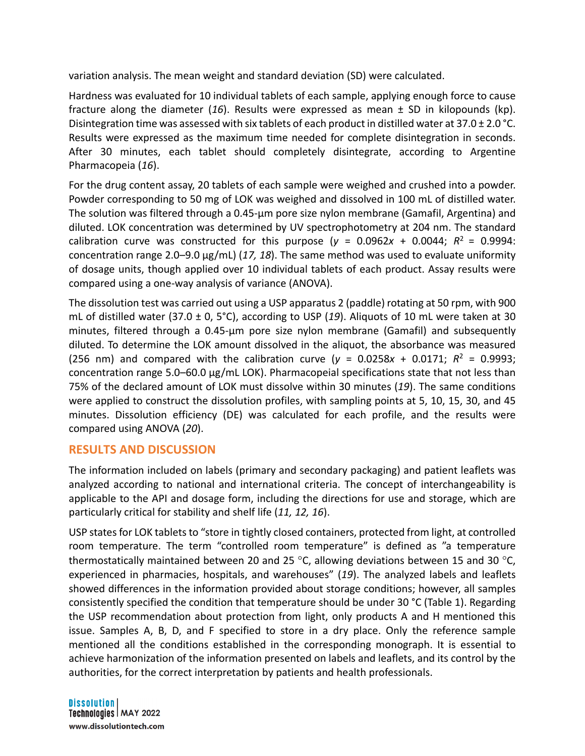variation analysis. The mean weight and standard deviation (SD) were calculated.

Hardness was evaluated for 10 individual tablets of each sample, applying enough force to cause fracture along the diameter (*16*). Results were expressed as mean ± SD in kilopounds (kp). Disintegration time was assessed with six tablets of each product in distilled water at 37.0 ± 2.0 °C. Results were expressed as the maximum time needed for complete disintegration in seconds. After 30 minutes, each tablet should completely disintegrate, according to Argentine Pharmacopeia (*16*).

For the drug content assay, 20 tablets of each sample were weighed and crushed into a powder. Powder corresponding to 50 mg of LOK was weighed and dissolved in 100 mL of distilled water. The solution was filtered through a 0.45-µm pore size nylon membrane (Gamafil, Argentina) and diluted. LOK concentration was determined by UV spectrophotometry at 204 nm. The standard calibration curve was constructed for this purpose ($y = 0.0962x + 0.0044$; $R^2 = 0.9994$: concentration range 2.0–9.0 µg/mL) (*17, 18*). The same method was used to evaluate uniformity of dosage units, though applied over 10 individual tablets of each product. Assay results were compared using a one-way analysis of variance (ANOVA).

The dissolution test was carried out using a USP apparatus 2 (paddle) rotating at 50 rpm, with 900 mL of distilled water (37.0 ± 0, 5°C), according to USP (*19*). Aliquots of 10 mL were taken at 30 minutes, filtered through a 0.45-µm pore size nylon membrane (Gamafil) and subsequently diluted. To determine the LOK amount dissolved in the aliquot, the absorbance was measured (256 nm) and compared with the calibration curve ($y = 0.0258x + 0.0171$; $R^2 = 0.9993$; concentration range 5.0–60.0 µg/mL LOK). Pharmacopeial specifications state that not less than 75% of the declared amount of LOK must dissolve within 30 minutes (*19*). The same conditions were applied to construct the dissolution profiles, with sampling points at 5, 10, 15, 30, and 45 minutes. Dissolution efficiency (DE) was calculated for each profile, and the results were compared using ANOVA (*20*).

## RESULTS AND DISCUSSION

The information included on labels (primary and secondary packaging) and patient leaflets was analyzed according to national and international criteria. The concept of interchangeability is applicable to the API and dosage form, including the directions for use and storage, which are particularly critical for stability and shelf life (*11, 12, 16*).

USP states for LOK tablets to "store in tightly closed containers, protected from light, at controlled room temperature. The term "controlled room temperature" is defined as "a temperature thermostatically maintained between 20 and 25 °C, allowing deviations between 15 and 30 °C, experienced in pharmacies, hospitals, and warehouses" (*19*). The analyzed labels and leaflets showed differences in the information provided about storage conditions; however, all samples consistently specified the condition that temperature should be under 30 °C (Table 1). Regarding the USP recommendation about protection from light, only products A and H mentioned this issue. Samples A, B, D, and F specified to store in a dry place. Only the reference sample mentioned all the conditions established in the corresponding monograph. It is essential to achieve harmonization of the information presented on labels and leaflets, and its control by the authorities, for the correct interpretation by patients and health professionals.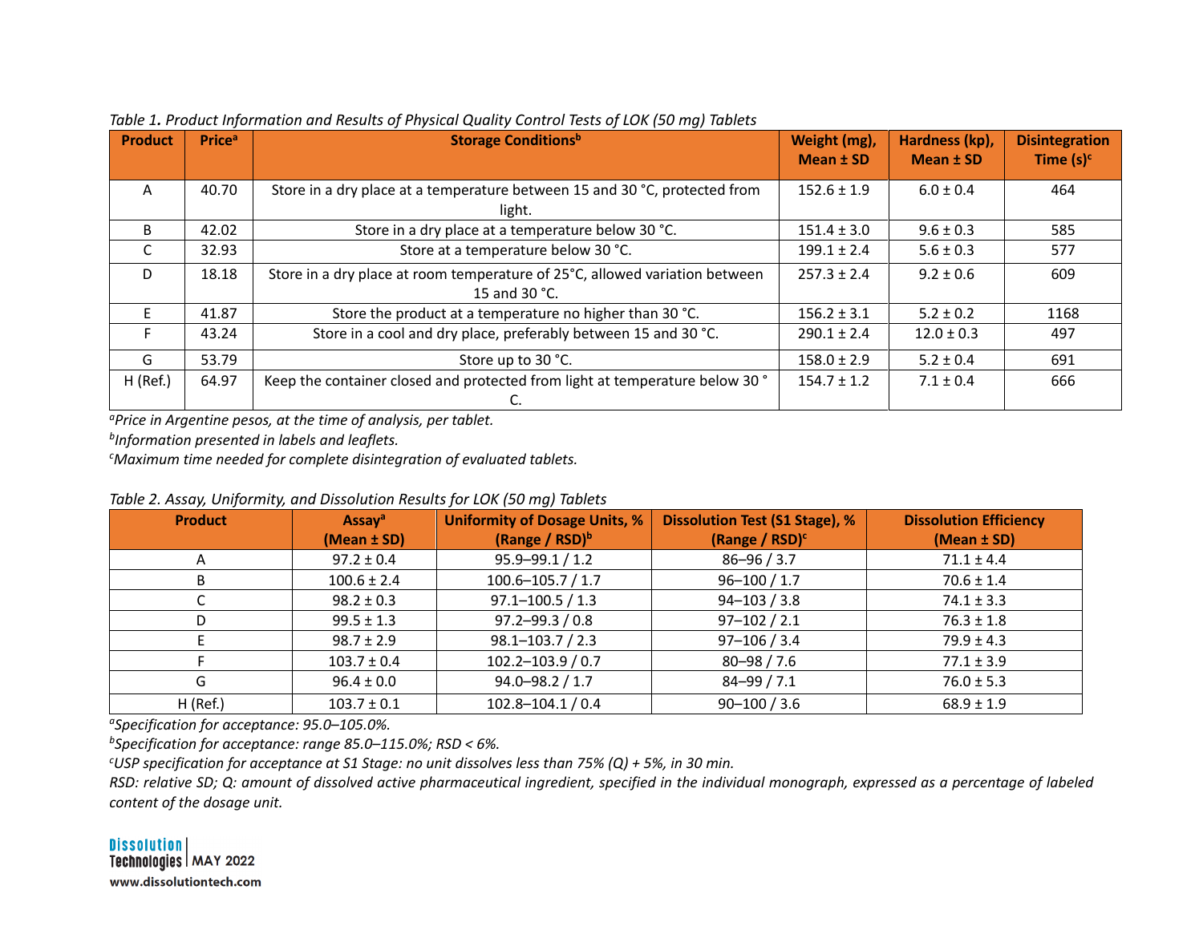*Table 1. Product Information and Results of Physical Quality Control Tests of LOK (50 mg) Tablets*

| Product | Price[a] | Storage Conditions[b] | Weight (mg), Mean ± SD | Hardness (kp), Mean ± SD | Disintegration Time (s)[c] |
|---|---|---|---|---|---|
| A | 40.70 | Store in a dry place at a temperature between 15 and 30 °C, protected from light. | 152.6 ± 1.9 | 6.0 ± 0.4 | 464 |
| B | 42.02 | Store in a dry place at a temperature below 30 °C. | 151.4 ± 3.0 | 9.6 ± 0.3 | 585 |
| C | 32.93 | Store at a temperature below 30 °C. | 199.1 ± 2.4 | 5.6 ± 0.3 | 577 |
| D | 18.18 | Store in a dry place at room temperature of 25°C, allowed variation between 15 and 30 °C. | 257.3 ± 2.4 | 9.2 ± 0.6 | 609 |
| E | 41.87 | Store the product at a temperature no higher than 30 °C. | 156.2 ± 3.1 | 5.2 ± 0.2 | 1168 |
| F | 43.24 | Store in a cool and dry place, preferably between 15 and 30 °C. | 290.1 ± 2.4 | 12.0 ± 0.3 | 497 |
| G | 53.79 | Store up to 30 °C. | 158.0 ± 2.9 | 5.2 ± 0.4 | 691 |
| H (Ref.) | 64.97 | Keep the container closed and protected from light at temperature below 30 ° C. | 154.7 ± 1.2 | 7.1 ± 0.4 | 666 |

*[a]Price in Argentine pesos, at the time of analysis, per tablet.*

*[b]Information presented in labels and leaflets.*

*[c]Maximum time needed for complete disintegration of evaluated tablets.*

*Table 2. Assay, Uniformity, and Dissolution Results for LOK (50 mg) Tablets*

| Product | Assay[a] (Mean ± SD) | Uniformity of Dosage Units, % (Range / RSD)[b] | Dissolution Test (S1 Stage), % (Range / RSD)[c] | Dissolution Efficiency (Mean ± SD) |
|---|---|---|---|---|
| A | 97.2 ± 0.4 | 95.9–99.1 / 1.2 | 86–96 / 3.7 | 71.1 ± 4.4 |
| B | 100.6 ± 2.4 | 100.6–105.7 / 1.7 | 96–100 / 1.7 | 70.6 ± 1.4 |
| C | 98.2 ± 0.3 | 97.1–100.5 / 1.3 | 94–103 / 3.8 | 74.1 ± 3.3 |
| D | 99.5 ± 1.3 | 97.2–99.3 / 0.8 | 97–102 / 2.1 | 76.3 ± 1.8 |
| E | 98.7 ± 2.9 | 98.1–103.7 / 2.3 | 97–106 / 3.4 | 79.9 ± 4.3 |
| F | 103.7 ± 0.4 | 102.2–103.9 / 0.7 | 80–98 / 7.6 | 77.1 ± 3.9 |
| G | 96.4 ± 0.0 | 94.0–98.2 / 1.7 | 84–99 / 7.1 | 76.0 ± 5.3 |
| H (Ref.) | 103.7 ± 0.1 | 102.8–104.1 / 0.4 | 90–100 / 3.6 | 68.9 ± 1.9 |

*[a]Specification for acceptance: 95.0–105.0%.*

*[b]Specification for acceptance: range 85.0–115.0%; RSD < 6%.*

*[c]USP specification for acceptance at S1 Stage: no unit dissolves less than 75% (Q) + 5%, in 30 min.*

*RSD: relative SD; Q: amount of dissolved active pharmaceutical ingredient, specified in the individual monograph, expressed as a percentage of labeled content of the dosage unit.*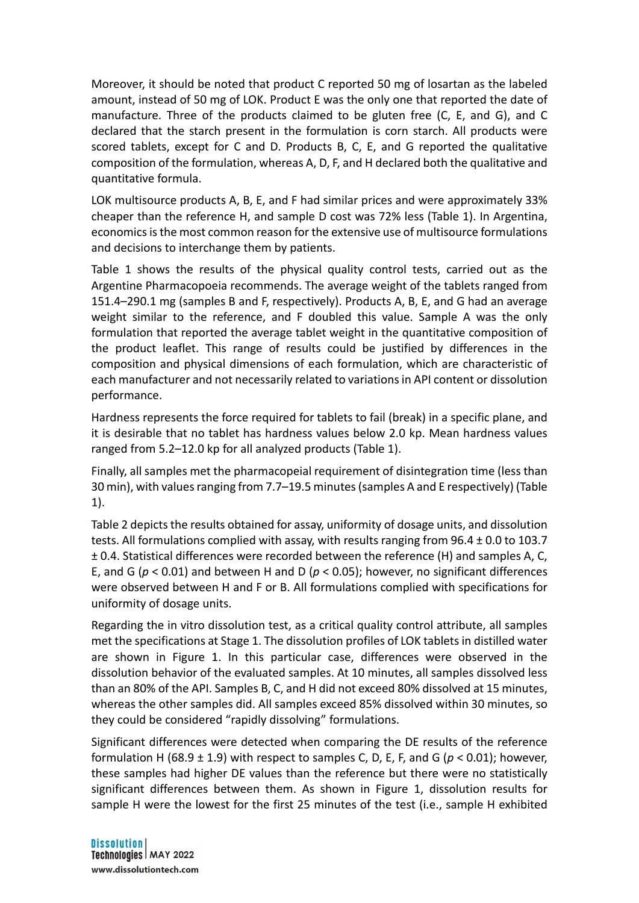Moreover, it should be noted that product C reported 50 mg of losartan as the labeled amount, instead of 50 mg of LOK. Product E was the only one that reported the date of manufacture. Three of the products claimed to be gluten free (C, E, and G), and C declared that the starch present in the formulation is corn starch. All products were scored tablets, except for C and D. Products B, C, E, and G reported the qualitative composition of the formulation, whereas A, D, F, and H declared both the qualitative and quantitative formula.

LOK multisource products A, B, E, and F had similar prices and were approximately 33% cheaper than the reference H, and sample D cost was 72% less (Table 1). In Argentina, economics is the most common reason for the extensive use of multisource formulations and decisions to interchange them by patients.

Table 1 shows the results of the physical quality control tests, carried out as the Argentine Pharmacopoeia recommends. The average weight of the tablets ranged from 151.4–290.1 mg (samples B and F, respectively). Products A, B, E, and G had an average weight similar to the reference, and F doubled this value. Sample A was the only formulation that reported the average tablet weight in the quantitative composition of the product leaflet. This range of results could be justified by differences in the composition and physical dimensions of each formulation, which are characteristic of each manufacturer and not necessarily related to variations in API content or dissolution performance.

Hardness represents the force required for tablets to fail (break) in a specific plane, and it is desirable that no tablet has hardness values below 2.0 kp. Mean hardness values ranged from 5.2–12.0 kp for all analyzed products (Table 1).

Finally, all samples met the pharmacopeial requirement of disintegration time (less than 30 min), with values ranging from 7.7–19.5 minutes (samples A and E respectively) (Table 1).

Table 2 depicts the results obtained for assay, uniformity of dosage units, and dissolution tests. All formulations complied with assay, with results ranging from 96.4 ± 0.0 to 103.7 ± 0.4. Statistical differences were recorded between the reference (H) and samples A, C, E, and G ($p < 0.01$) and between H and D ($p < 0.05$); however, no significant differences were observed between H and F or B. All formulations complied with specifications for uniformity of dosage units.

Regarding the in vitro dissolution test, as a critical quality control attribute, all samples met the specifications at Stage 1. The dissolution profiles of LOK tablets in distilled water are shown in Figure 1. In this particular case, differences were observed in the dissolution behavior of the evaluated samples. At 10 minutes, all samples dissolved less than an 80% of the API. Samples B, C, and H did not exceed 80% dissolved at 15 minutes, whereas the other samples did. All samples exceed 85% dissolved within 30 minutes, so they could be considered "rapidly dissolving" formulations.

Significant differences were detected when comparing the DE results of the reference formulation H (68.9 ± 1.9) with respect to samples C, D, E, F, and G ($p < 0.01$); however, these samples had higher DE values than the reference but there were no statistically significant differences between them. As shown in Figure 1, dissolution results for sample H were the lowest for the first 25 minutes of the test (i.e., sample H exhibited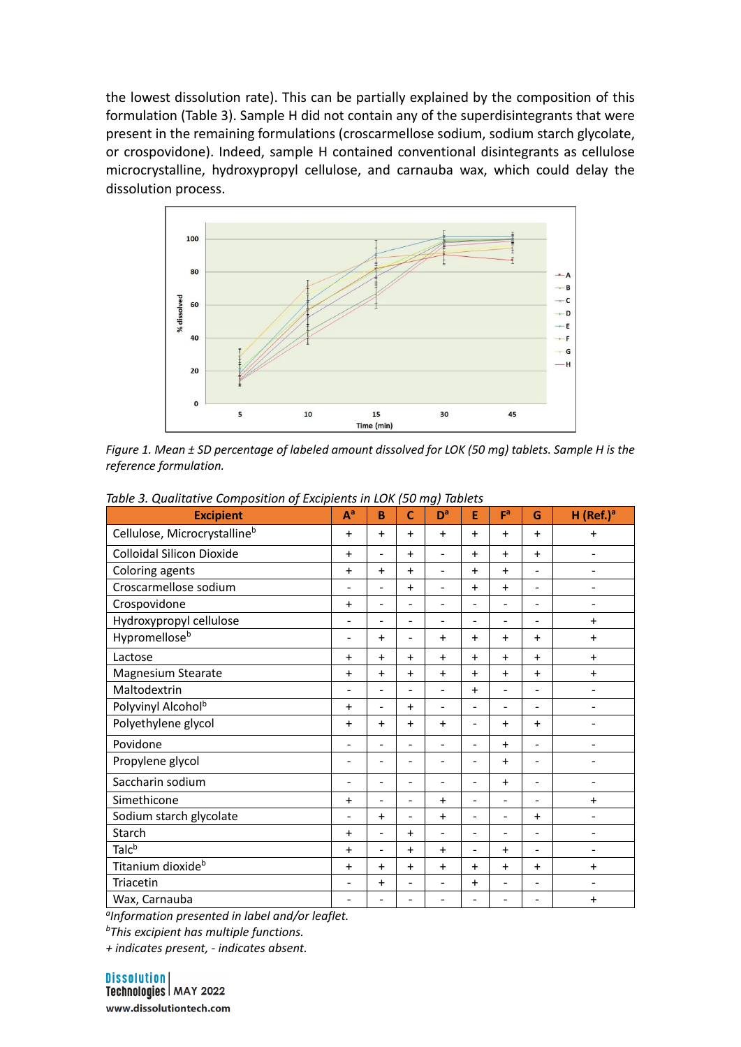the lowest dissolution rate). This can be partially explained by the composition of this formulation (Table 3). Sample H did not contain any of the superdisintegrants that were present in the remaining formulations (croscarmellose sodium, sodium starch glycolate, or crospovidone). Indeed, sample H contained conventional disintegrants as cellulose microcrystalline, hydroxypropyl cellulose, and carnauba wax, which could delay the dissolution process.

*Figure 1. Mean ± SD percentage of labeled amount dissolved for LOK (50 mg) tablets. Sample H is the reference formulation.*

*Table 3. Qualitative Composition of Excipients in LOK (50 mg) Tablets*

| Excipient | A[a] | B | C | D[a] | E | F[a] | G | H (Ref.)[a] |
|---|---|---|---|---|---|---|---|---|
| Cellulose, Microcrystalline[b] | + | + | + | + | + | + | + | + |
| Colloidal Silicon Dioxide | + | - | + | - | + | + | + | - |
| Coloring agents | + | + | + | - | + | + | - | - |
| Croscarmellose sodium | - | - | + | - | + | + | - | - |
| Crospovidone | + | - | - | - | - | - | - | - |
| Hydroxypropyl cellulose | - | - | - | - | - | - | - | + |
| Hypromellose[b] | - | + | - | + | + | + | + | + |
| Lactose | + | + | + | + | + | + | + | + |
| Magnesium Stearate | + | + | + | + | + | + | + | + |
| Maltodextrin | - | - | - | - | + | - | - | - |
| Polyvinyl Alcohol[b] | + | - | + | - | - | - | - | - |
| Polyethylene glycol | + | + | + | + | - | + | + | - |
| Povidone | - | - | - | - | - | + | - | - |
| Propylene glycol | - | - | - | - | - | + | - | - |
| Saccharin sodium | - | - | - | - | - | + | - | - |
| Simethicone | + | - | - | + | - | - | - | + |
| Sodium starch glycolate | - | + | - | + | - | - | + | - |
| Starch | + | - | + | - | - | - | - | - |
| Talc[b] | + | - | + | + | - | + | - | - |
| Titanium dioxide[b] | + | + | + | + | + | + | + | + |
| Triacetin | - | + | - | - | + | - | - | - |
| Wax, Carnauba | - | - | - | - | - | - | - | + |

[a]*Information presented in label and/or leaflet.*
[b]*This excipient has multiple functions.*
*+ indicates present, - indicates absent.*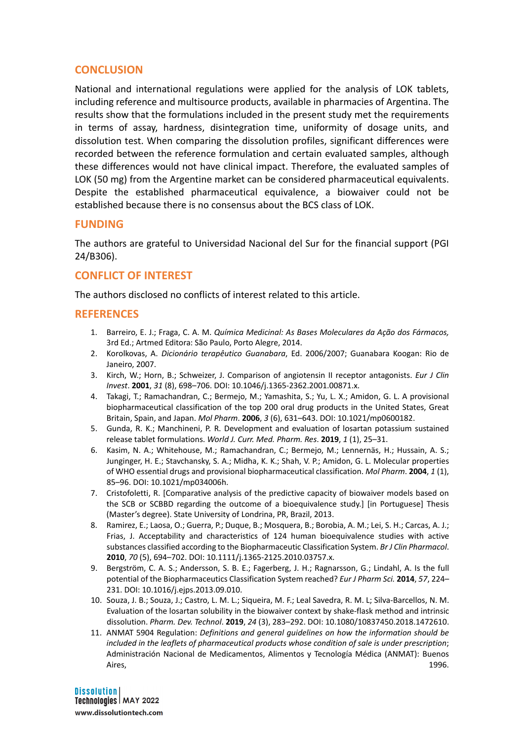## CONCLUSION

National and international regulations were applied for the analysis of LOK tablets, including reference and multisource products, available in pharmacies of Argentina. The results show that the formulations included in the present study met the requirements in terms of assay, hardness, disintegration time, uniformity of dosage units, and dissolution test. When comparing the dissolution profiles, significant differences were recorded between the reference formulation and certain evaluated samples, although these differences would not have clinical impact. Therefore, the evaluated samples of LOK (50 mg) from the Argentine market can be considered pharmaceutical equivalents. Despite the established pharmaceutical equivalence, a biowaiver could not be established because there is no consensus about the BCS class of LOK.

## FUNDING

The authors are grateful to Universidad Nacional del Sur for the financial support (PGI 24/B306).

## CONFLICT OF INTEREST

The authors disclosed no conflicts of interest related to this article.

## REFERENCES

1. Barreiro, E. J.; Fraga, C. A. M. *Química Medicinal: As Bases Moleculares da Ação dos Fármacos,* 3rd Ed.; Artmed Editora: São Paulo, Porto Alegre, 2014.
2. Korolkovas, A. *Dicionário terapêutico Guanabara*, Ed. 2006/2007; Guanabara Koogan: Rio de Janeiro, 2007.
3. Kirch, W.; Horn, B.; Schweizer, J. Comparison of angiotensin II receptor antagonists. *Eur J Clin Invest*. **2001**, *31* (8), 698–706. DOI: 10.1046/j.1365-2362.2001.00871.x.
4. Takagi, T.; Ramachandran, C.; Bermejo, M.; Yamashita, S.; Yu, L. X.; Amidon, G. L. A provisional biopharmaceutical classification of the top 200 oral drug products in the United States, Great Britain, Spain, and Japan. *Mol Pharm*. **2006**, *3* (6), 631–643. DOI: 10.1021/mp0600182.
5. Gunda, R. K.; Manchineni, P. R. Development and evaluation of losartan potassium sustained release tablet formulations. *World J. Curr. Med. Pharm. Res*. **2019**, *1* (1), 25–31.
6. Kasim, N. A.; Whitehouse, M.; Ramachandran, C.; Bermejo, M.; Lennernäs, H.; Hussain, A. S.; Junginger, H. E.; Stavchansky, S. A.; Midha, K. K.; Shah, V. P.; Amidon, G. L. Molecular properties of WHO essential drugs and provisional biopharmaceutical classification. *Mol Pharm*. **2004**, *1* (1), 85–96. DOI: 10.1021/mp034006h.
7. Cristofoletti, R. [Comparative analysis of the predictive capacity of biowaiver models based on the SCB or SCBBD regarding the outcome of a bioequivalence study.] [in Portuguese] Thesis (Master's degree). State University of Londrina, PR, Brazil, 2013.
8. Ramirez, E.; Laosa, O.; Guerra, P.; Duque, B.; Mosquera, B.; Borobia, A. M.; Lei, S. H.; Carcas, A. J.; Frias, J. Acceptability and characteristics of 124 human bioequivalence studies with active substances classified according to the Biopharmaceutic Classification System. *Br J Clin Pharmacol*. **2010**, *70* (5), 694–702. DOI: 10.1111/j.1365-2125.2010.03757.x.
9. Bergström, C. A. S.; Andersson, S. B. E.; Fagerberg, J. H.; Ragnarsson, G.; Lindahl, A. Is the full potential of the Biopharmaceutics Classification System reached? *Eur J Pharm Sci.* **2014**, *57*, 224–231. DOI: 10.1016/j.ejps.2013.09.010.
10. Souza, J. B.; Souza, J.; Castro, L. M. L.; Siqueira, M. F.; Leal Savedra, R. M. L; Silva-Barcellos, N. M. Evaluation of the losartan solubility in the biowaiver context by shake-flask method and intrinsic dissolution. *Pharm. Dev. Technol*. **2019**, *24* (3), 283–292. DOI: 10.1080/10837450.2018.1472610.
11. ANMAT 5904 Regulation: *Definitions and general guidelines on how the information should be included in the leaflets of pharmaceutical products whose condition of sale is under prescription*; Administración Nacional de Medicamentos, Alimentos y Tecnología Médica (ANMAT): Buenos Aires, 1996.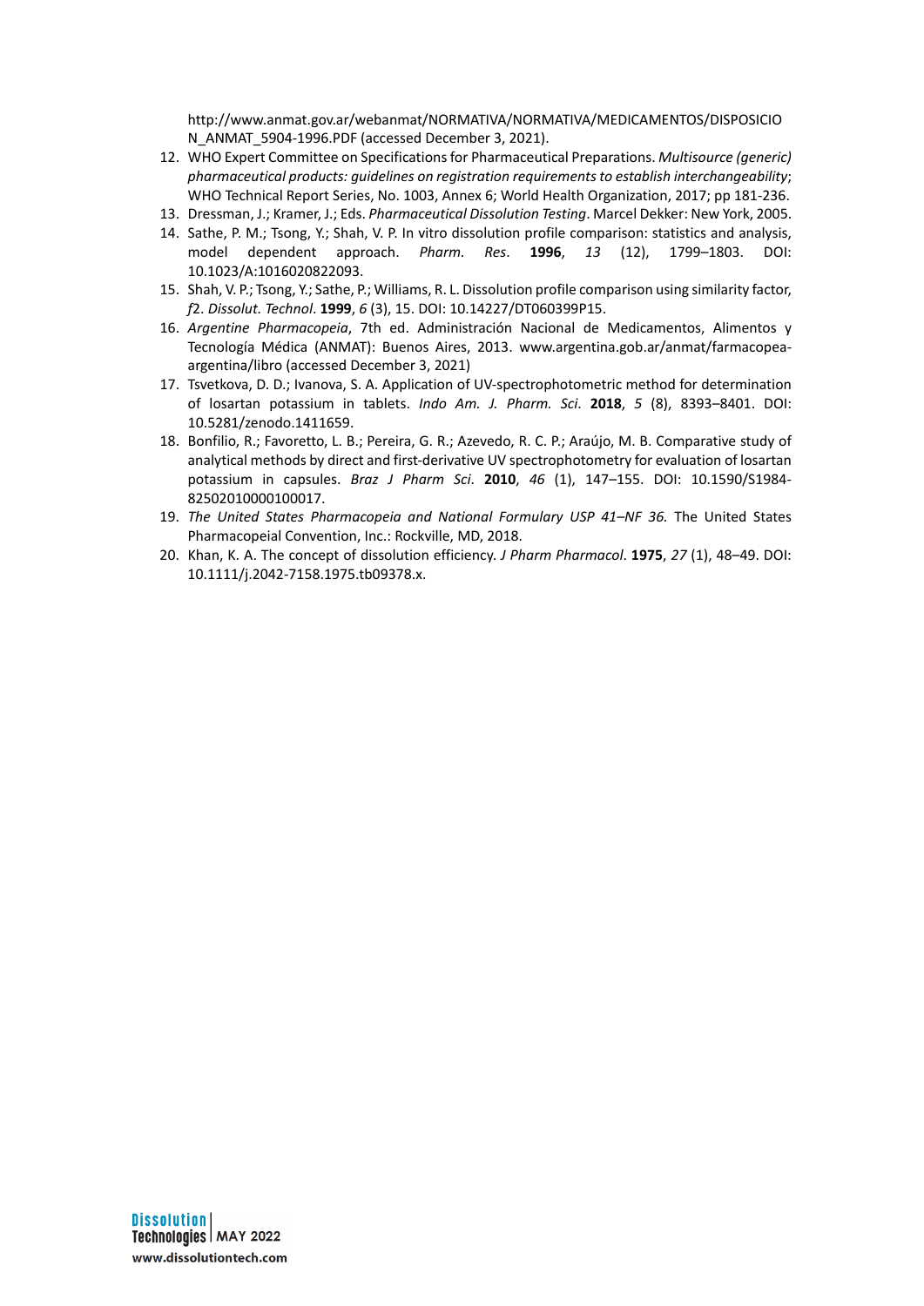http://www.anmat.gov.ar/webanmat/NORMATIVA/NORMATIVA/MEDICAMENTOS/DISPOSICION_ANMAT_5904-1996.PDF (accessed December 3, 2021).

12. WHO Expert Committee on Specifications for Pharmaceutical Preparations. *Multisource (generic) pharmaceutical products: guidelines on registration requirements to establish interchangeability*; WHO Technical Report Series, No. 1003, Annex 6; World Health Organization, 2017; pp 181-236.
13. Dressman, J.; Kramer, J.; Eds. *Pharmaceutical Dissolution Testing*. Marcel Dekker: New York, 2005.
14. Sathe, P. M.; Tsong, Y.; Shah, V. P. In vitro dissolution profile comparison: statistics and analysis, model dependent approach. *Pharm. Res*. **1996**, *13* (12), 1799–1803. DOI: 10.1023/A:1016020822093.
15. Shah, V. P.; Tsong, Y.; Sathe, P.; Williams, R. L. Dissolution profile comparison using similarity factor, *f*2. *Dissolut. Technol*. **1999**, *6* (3), 15. DOI: 10.14227/DT060399P15.
16. *Argentine Pharmacopeia*, 7th ed. Administración Nacional de Medicamentos, Alimentos y Tecnología Médica (ANMAT): Buenos Aires, 2013. www.argentina.gob.ar/anmat/farmacopea-argentina/libro (accessed December 3, 2021)
17. Tsvetkova, D. D.; Ivanova, S. A. Application of UV-spectrophotometric method for determination of losartan potassium in tablets. *Indo Am. J. Pharm. Sci*. **2018**, *5* (8), 8393–8401. DOI: 10.5281/zenodo.1411659.
18. Bonfilio, R.; Favoretto, L. B.; Pereira, G. R.; Azevedo, R. C. P.; Araújo, M. B. Comparative study of analytical methods by direct and first-derivative UV spectrophotometry for evaluation of losartan potassium in capsules. *Braz J Pharm Sci*. **2010**, *46* (1), 147–155. DOI: 10.1590/S1984-82502010000100017.
19. *The United States Pharmacopeia and National Formulary USP 41–NF 36.* The United States Pharmacopeial Convention, Inc.: Rockville, MD, 2018.
20. Khan, K. A. The concept of dissolution efficiency. *J Pharm Pharmacol*. **1975**, *27* (1), 48–49. DOI: 10.1111/j.2042-7158.1975.tb09378.x.